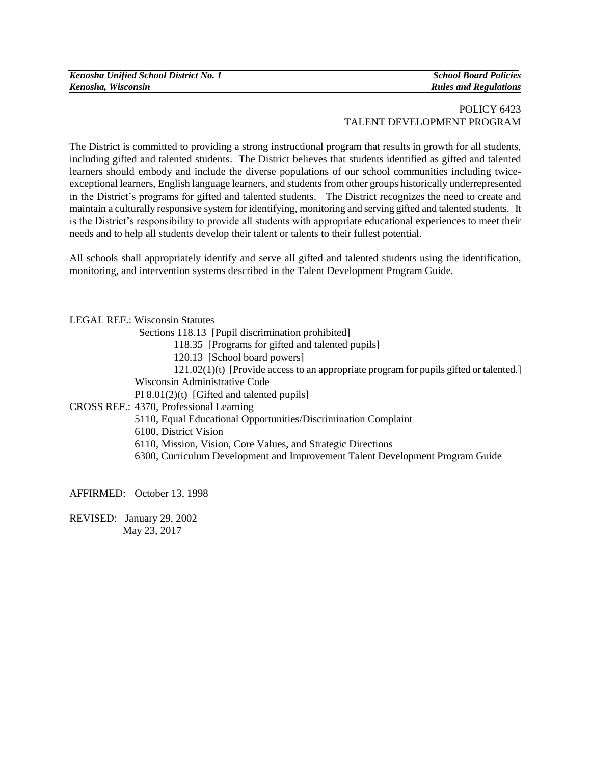POLICY 6423
TALENT DEVELOPMENT PROGRAM

The District is committed to providing a strong instructional program that results in growth for all students, including gifted and talented students. The District believes that students identified as gifted and talented learners should embody and include the diverse populations of our school communities including twice-exceptional learners, English language learners, and students from other groups historically underrepresented in the District's programs for gifted and talented students. The District recognizes the need to create and maintain a culturally responsive system for identifying, monitoring and serving gifted and talented students. It is the District's responsibility to provide all students with appropriate educational experiences to meet their needs and to help all students develop their talent or talents to their fullest potential.

All schools shall appropriately identify and serve all gifted and talented students using the identification, monitoring, and intervention systems described in the Talent Development Program Guide.

LEGAL REF.: Wisconsin Statutes
Sections 118.13 [Pupil discrimination prohibited]
118.35 [Programs for gifted and talented pupils]
120.13 [School board powers]
121.02(1)(t) [Provide access to an appropriate program for pupils gifted or talented.]
Wisconsin Administrative Code
PI 8.01(2)(t) [Gifted and talented pupils]

CROSS REF.: 4370, Professional Learning
5110, Equal Educational Opportunities/Discrimination Complaint
6100, District Vision
6110, Mission, Vision, Core Values, and Strategic Directions
6300, Curriculum Development and Improvement Talent Development Program Guide

AFFIRMED: October 13, 1998

REVISED: January 29, 2002
May 23, 2017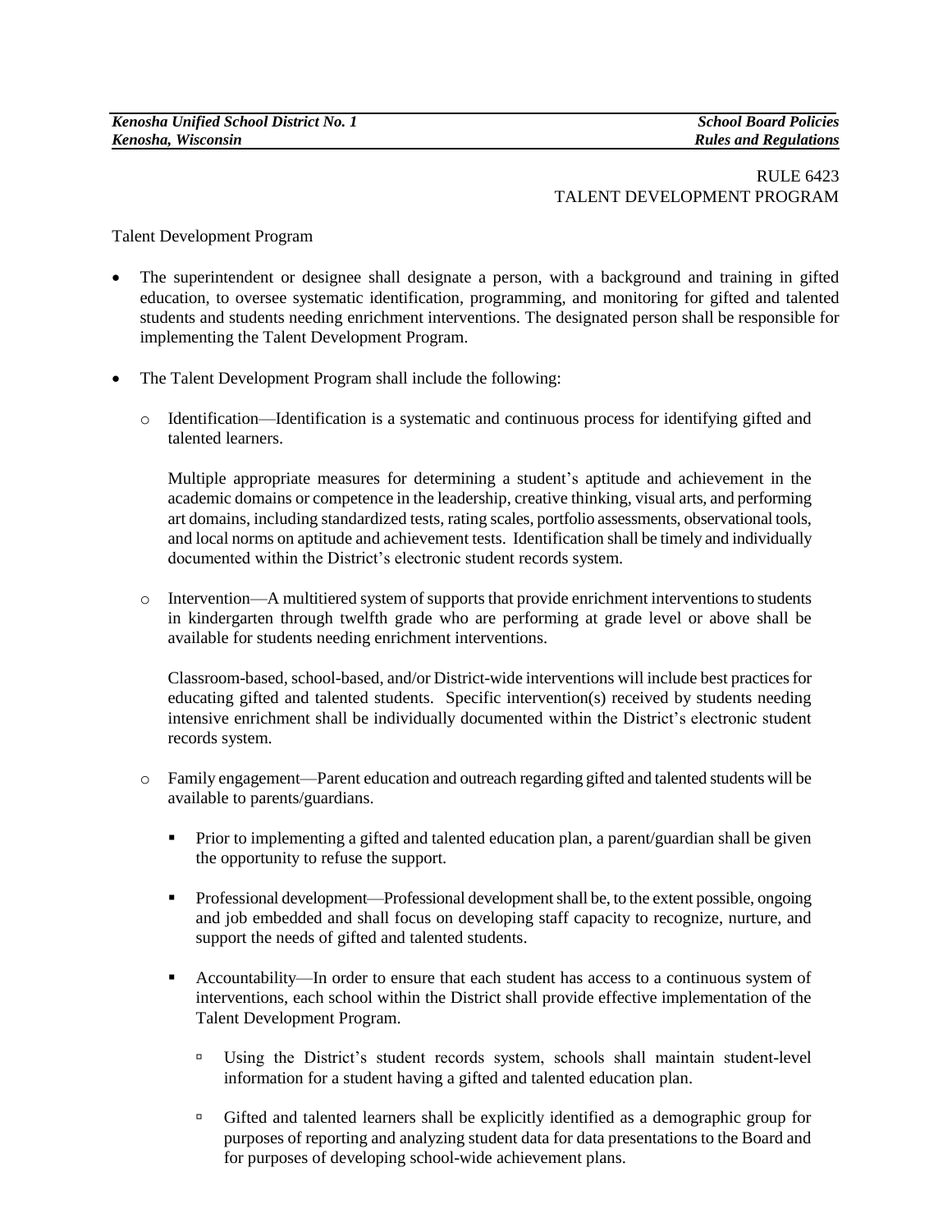RULE 6423
TALENT DEVELOPMENT PROGRAM

Talent Development Program

- The superintendent or designee shall designate a person, with a background and training in gifted education, to oversee systematic identification, programming, and monitoring for gifted and talented students and students needing enrichment interventions. The designated person shall be responsible for implementing the Talent Development Program.

- The Talent Development Program shall include the following:

  - Identification—Identification is a systematic and continuous process for identifying gifted and talented learners.

    Multiple appropriate measures for determining a student's aptitude and achievement in the academic domains or competence in the leadership, creative thinking, visual arts, and performing art domains, including standardized tests, rating scales, portfolio assessments, observational tools, and local norms on aptitude and achievement tests. Identification shall be timely and individually documented within the District's electronic student records system.

  - Intervention—A multitiered system of supports that provide enrichment interventions to students in kindergarten through twelfth grade who are performing at grade level or above shall be available for students needing enrichment interventions.

    Classroom-based, school-based, and/or District-wide interventions will include best practices for educating gifted and talented students. Specific intervention(s) received by students needing intensive enrichment shall be individually documented within the District's electronic student records system.

  - Family engagement—Parent education and outreach regarding gifted and talented students will be available to parents/guardians.

    - Prior to implementing a gifted and talented education plan, a parent/guardian shall be given the opportunity to refuse the support.

    - Professional development—Professional development shall be, to the extent possible, ongoing and job embedded and shall focus on developing staff capacity to recognize, nurture, and support the needs of gifted and talented students.

    - Accountability—In order to ensure that each student has access to a continuous system of interventions, each school within the District shall provide effective implementation of the Talent Development Program.

      - Using the District's student records system, schools shall maintain student-level information for a student having a gifted and talented education plan.

      - Gifted and talented learners shall be explicitly identified as a demographic group for purposes of reporting and analyzing student data for data presentations to the Board and for purposes of developing school-wide achievement plans.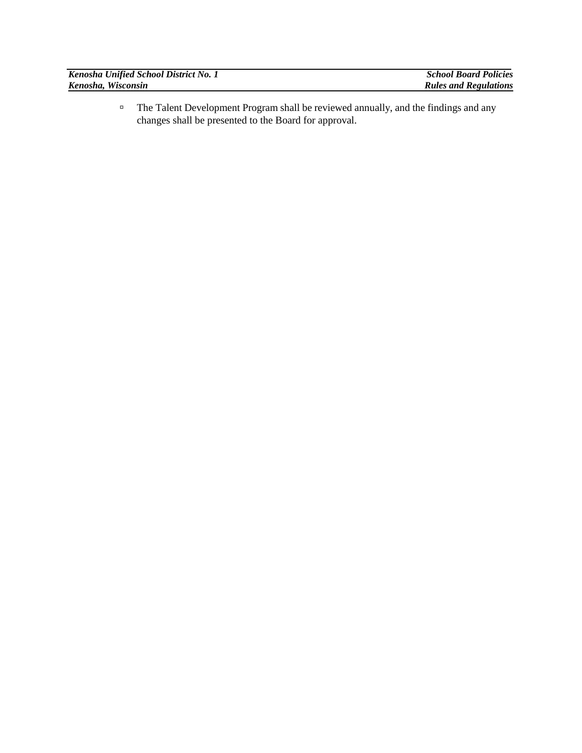- The Talent Development Program shall be reviewed annually, and the findings and any changes shall be presented to the Board for approval.